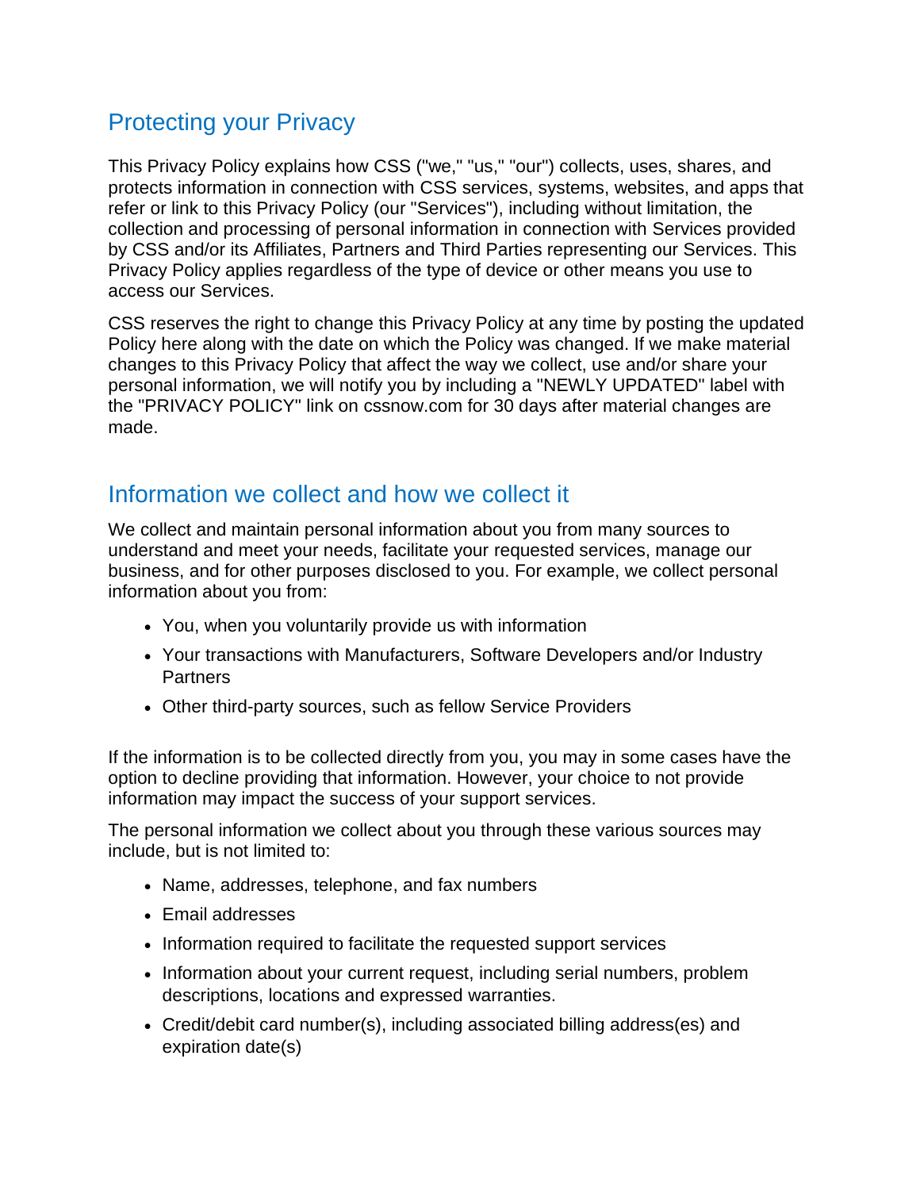## Protecting your Privacy

This Privacy Policy explains how CSS ("we," "us," "our") collects, uses, shares, and protects information in connection with CSS services, systems, websites, and apps that refer or link to this Privacy Policy (our "Services"), including without limitation, the collection and processing of personal information in connection with Services provided by CSS and/or its Affiliates, Partners and Third Parties representing our Services. This Privacy Policy applies regardless of the type of device or other means you use to access our Services.

CSS reserves the right to change this Privacy Policy at any time by posting the updated Policy here along with the date on which the Policy was changed. If we make material changes to this Privacy Policy that affect the way we collect, use and/or share your personal information, we will notify you by including a "NEWLY UPDATED" label with the "PRIVACY POLICY" link on cssnow.com for 30 days after material changes are made.

## Information we collect and how we collect it

We collect and maintain personal information about you from many sources to understand and meet your needs, facilitate your requested services, manage our business, and for other purposes disclosed to you. For example, we collect personal information about you from:

- You, when you voluntarily provide us with information
- Your transactions with Manufacturers, Software Developers and/or Industry Partners
- Other third-party sources, such as fellow Service Providers

If the information is to be collected directly from you, you may in some cases have the option to decline providing that information. However, your choice to not provide information may impact the success of your support services.

The personal information we collect about you through these various sources may include, but is not limited to:

- Name, addresses, telephone, and fax numbers
- Email addresses
- Information required to facilitate the requested support services
- Information about your current request, including serial numbers, problem descriptions, locations and expressed warranties.
- Credit/debit card number(s), including associated billing address(es) and expiration date(s)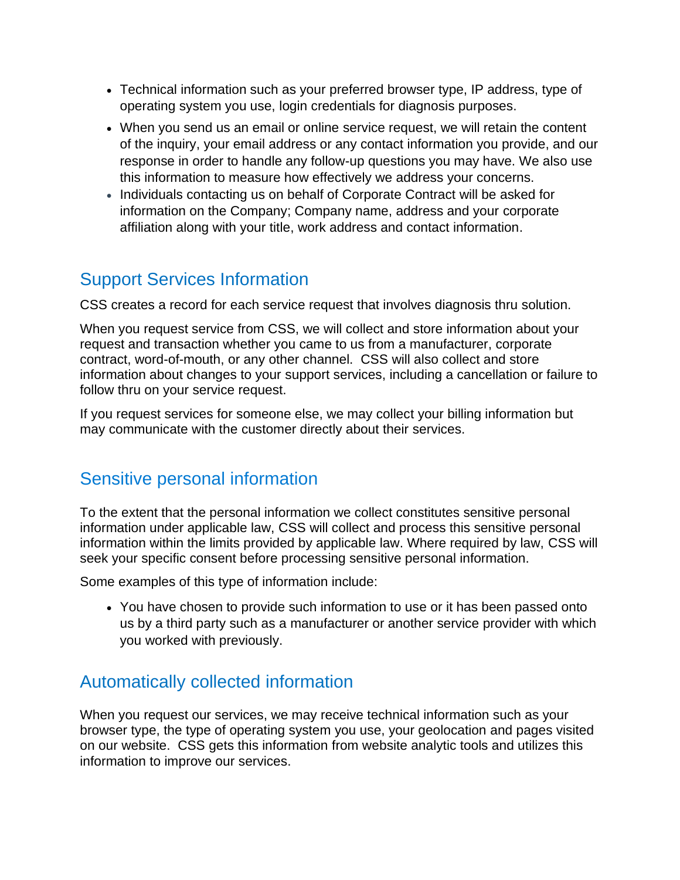- Technical information such as your preferred browser type, IP address, type of operating system you use, login credentials for diagnosis purposes.
- When you send us an email or online service request, we will retain the content of the inquiry, your email address or any contact information you provide, and our response in order to handle any follow-up questions you may have. We also use this information to measure how effectively we address your concerns.
- Individuals contacting us on behalf of Corporate Contract will be asked for information on the Company; Company name, address and your corporate affiliation along with your title, work address and contact information.

## Support Services Information

CSS creates a record for each service request that involves diagnosis thru solution.

When you request service from CSS, we will collect and store information about your request and transaction whether you came to us from a manufacturer, corporate contract, word-of-mouth, or any other channel. CSS will also collect and store information about changes to your support services, including a cancellation or failure to follow thru on your service request.

If you request services for someone else, we may collect your billing information but may communicate with the customer directly about their services.

## Sensitive personal information

To the extent that the personal information we collect constitutes sensitive personal information under applicable law, CSS will collect and process this sensitive personal information within the limits provided by applicable law. Where required by law, CSS will seek your specific consent before processing sensitive personal information.

Some examples of this type of information include:

- You have chosen to provide such information to use or it has been passed onto us by a third party such as a manufacturer or another service provider with which you worked with previously.

## Automatically collected information

When you request our services, we may receive technical information such as your browser type, the type of operating system you use, your geolocation and pages visited on our website. CSS gets this information from website analytic tools and utilizes this information to improve our services.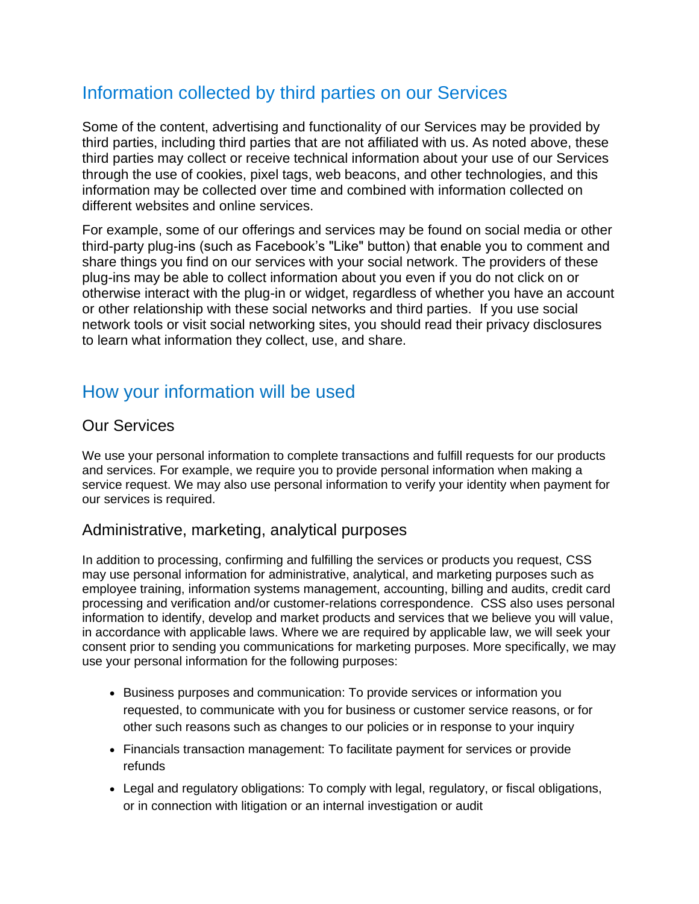## Information collected by third parties on our Services

Some of the content, advertising and functionality of our Services may be provided by third parties, including third parties that are not affiliated with us. As noted above, these third parties may collect or receive technical information about your use of our Services through the use of cookies, pixel tags, web beacons, and other technologies, and this information may be collected over time and combined with information collected on different websites and online services.

For example, some of our offerings and services may be found on social media or other third-party plug-ins (such as Facebook's "Like" button) that enable you to comment and share things you find on our services with your social network. The providers of these plug-ins may be able to collect information about you even if you do not click on or otherwise interact with the plug-in or widget, regardless of whether you have an account or other relationship with these social networks and third parties. If you use social network tools or visit social networking sites, you should read their privacy disclosures to learn what information they collect, use, and share.

## How your information will be used

### Our Services

We use your personal information to complete transactions and fulfill requests for our products and services. For example, we require you to provide personal information when making a service request. We may also use personal information to verify your identity when payment for our services is required.

### Administrative, marketing, analytical purposes

In addition to processing, confirming and fulfilling the services or products you request, CSS may use personal information for administrative, analytical, and marketing purposes such as employee training, information systems management, accounting, billing and audits, credit card processing and verification and/or customer-relations correspondence. CSS also uses personal information to identify, develop and market products and services that we believe you will value, in accordance with applicable laws. Where we are required by applicable law, we will seek your consent prior to sending you communications for marketing purposes. More specifically, we may use your personal information for the following purposes:

- Business purposes and communication: To provide services or information you requested, to communicate with you for business or customer service reasons, or for other such reasons such as changes to our policies or in response to your inquiry
- Financials transaction management: To facilitate payment for services or provide refunds
- Legal and regulatory obligations: To comply with legal, regulatory, or fiscal obligations, or in connection with litigation or an internal investigation or audit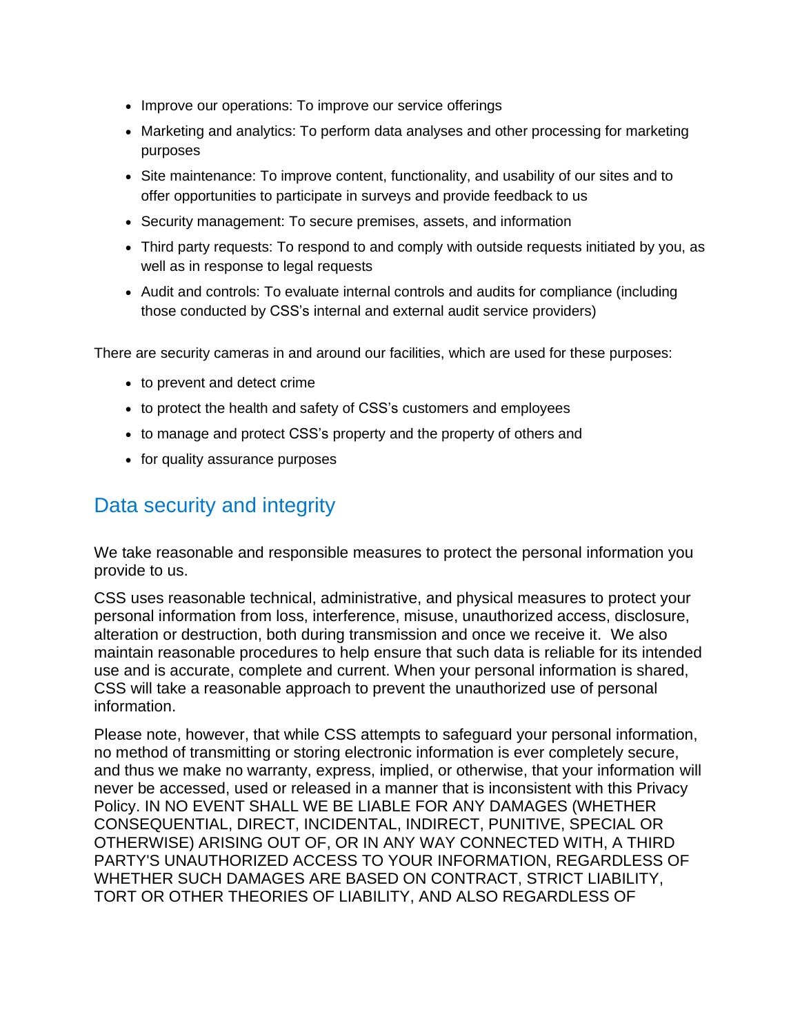- Improve our operations: To improve our service offerings
- Marketing and analytics: To perform data analyses and other processing for marketing purposes
- Site maintenance: To improve content, functionality, and usability of our sites and to offer opportunities to participate in surveys and provide feedback to us
- Security management: To secure premises, assets, and information
- Third party requests: To respond to and comply with outside requests initiated by you, as well as in response to legal requests
- Audit and controls: To evaluate internal controls and audits for compliance (including those conducted by CSS's internal and external audit service providers)

There are security cameras in and around our facilities, which are used for these purposes:

- to prevent and detect crime
- to protect the health and safety of CSS's customers and employees
- to manage and protect CSS's property and the property of others and
- for quality assurance purposes

## Data security and integrity

We take reasonable and responsible measures to protect the personal information you provide to us.

CSS uses reasonable technical, administrative, and physical measures to protect your personal information from loss, interference, misuse, unauthorized access, disclosure, alteration or destruction, both during transmission and once we receive it. We also maintain reasonable procedures to help ensure that such data is reliable for its intended use and is accurate, complete and current. When your personal information is shared, CSS will take a reasonable approach to prevent the unauthorized use of personal information.

Please note, however, that while CSS attempts to safeguard your personal information, no method of transmitting or storing electronic information is ever completely secure, and thus we make no warranty, express, implied, or otherwise, that your information will never be accessed, used or released in a manner that is inconsistent with this Privacy Policy. IN NO EVENT SHALL WE BE LIABLE FOR ANY DAMAGES (WHETHER CONSEQUENTIAL, DIRECT, INCIDENTAL, INDIRECT, PUNITIVE, SPECIAL OR OTHERWISE) ARISING OUT OF, OR IN ANY WAY CONNECTED WITH, A THIRD PARTY'S UNAUTHORIZED ACCESS TO YOUR INFORMATION, REGARDLESS OF WHETHER SUCH DAMAGES ARE BASED ON CONTRACT, STRICT LIABILITY, TORT OR OTHER THEORIES OF LIABILITY, AND ALSO REGARDLESS OF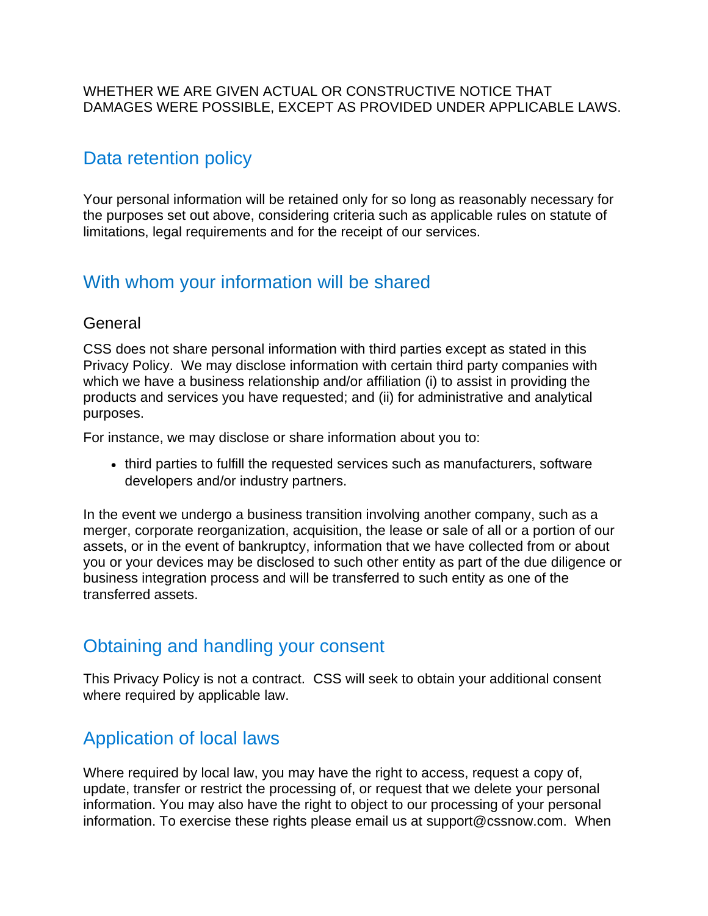WHETHER WE ARE GIVEN ACTUAL OR CONSTRUCTIVE NOTICE THAT DAMAGES WERE POSSIBLE, EXCEPT AS PROVIDED UNDER APPLICABLE LAWS.

## Data retention policy

Your personal information will be retained only for so long as reasonably necessary for the purposes set out above, considering criteria such as applicable rules on statute of limitations, legal requirements and for the receipt of our services.

## With whom your information will be shared

### General

CSS does not share personal information with third parties except as stated in this Privacy Policy. We may disclose information with certain third party companies with which we have a business relationship and/or affiliation (i) to assist in providing the products and services you have requested; and (ii) for administrative and analytical purposes.

For instance, we may disclose or share information about you to:

- third parties to fulfill the requested services such as manufacturers, software developers and/or industry partners.

In the event we undergo a business transition involving another company, such as a merger, corporate reorganization, acquisition, the lease or sale of all or a portion of our assets, or in the event of bankruptcy, information that we have collected from or about you or your devices may be disclosed to such other entity as part of the due diligence or business integration process and will be transferred to such entity as one of the transferred assets.

## Obtaining and handling your consent

This Privacy Policy is not a contract. CSS will seek to obtain your additional consent where required by applicable law.

## Application of local laws

Where required by local law, you may have the right to access, request a copy of, update, transfer or restrict the processing of, or request that we delete your personal information. You may also have the right to object to our processing of your personal information. To exercise these rights please email us at support@cssnow.com. When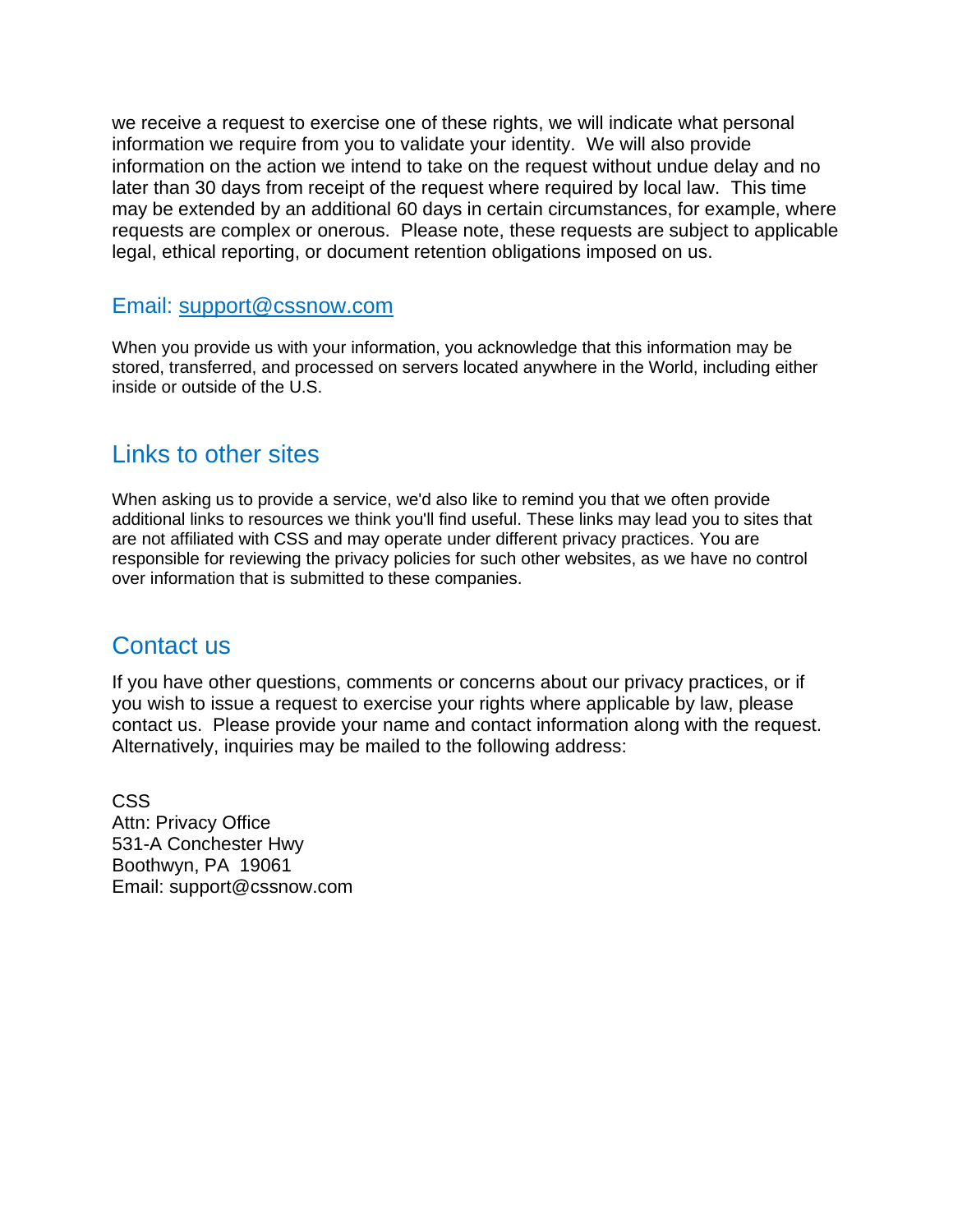we receive a request to exercise one of these rights, we will indicate what personal information we require from you to validate your identity. We will also provide information on the action we intend to take on the request without undue delay and no later than 30 days from receipt of the request where required by local law. This time may be extended by an additional 60 days in certain circumstances, for example, where requests are complex or onerous. Please note, these requests are subject to applicable legal, ethical reporting, or document retention obligations imposed on us.

### Email: support@cssnow.com

When you provide us with your information, you acknowledge that this information may be stored, transferred, and processed on servers located anywhere in the World, including either inside or outside of the U.S.

## Links to other sites

When asking us to provide a service, we'd also like to remind you that we often provide additional links to resources we think you'll find useful. These links may lead you to sites that are not affiliated with CSS and may operate under different privacy practices. You are responsible for reviewing the privacy policies for such other websites, as we have no control over information that is submitted to these companies.

## Contact us

If you have other questions, comments or concerns about our privacy practices, or if you wish to issue a request to exercise your rights where applicable by law, please contact us. Please provide your name and contact information along with the request. Alternatively, inquiries may be mailed to the following address:

CSS
Attn: Privacy Office
531-A Conchester Hwy
Boothwyn, PA 19061
Email: support@cssnow.com